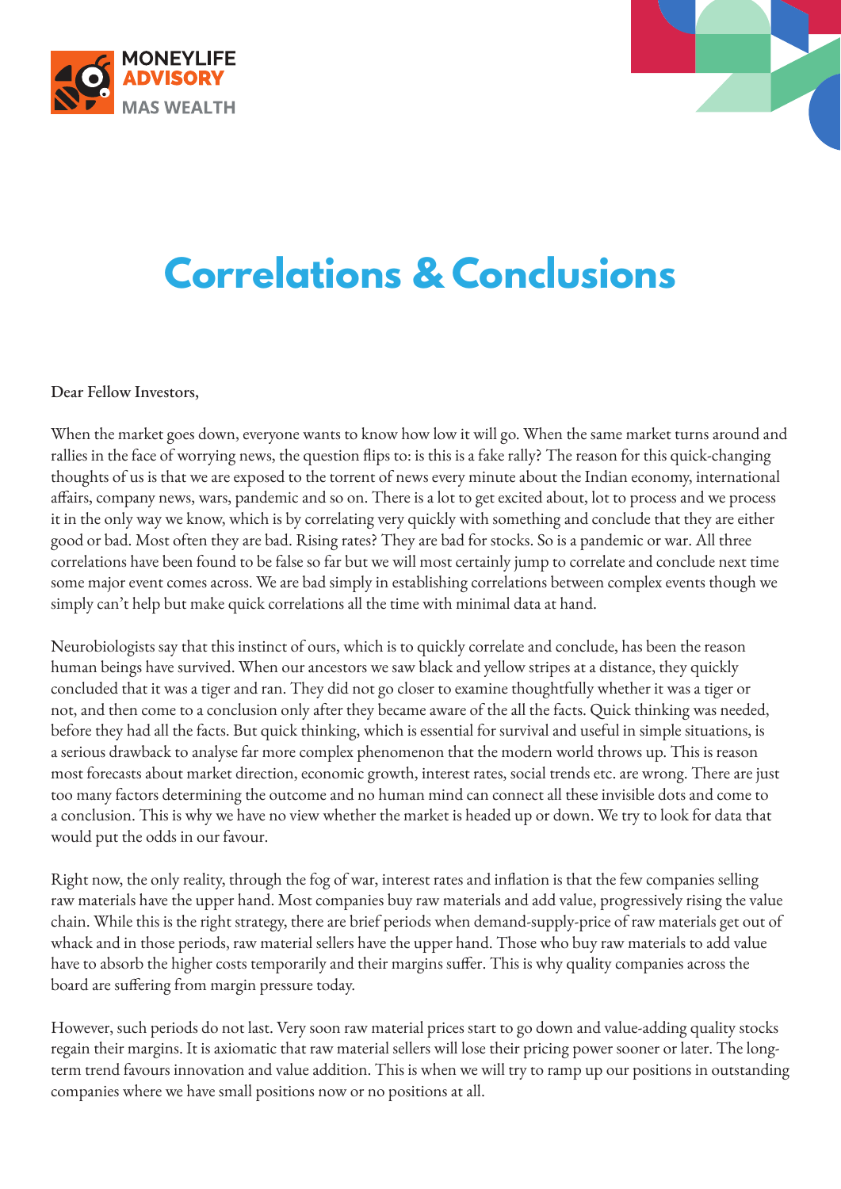MONEYLIFE ADVISORY
MAS WEALTH

# Correlations & Conclusions

Dear Fellow Investors,

When the market goes down, everyone wants to know how low it will go. When the same market turns around and rallies in the face of worrying news, the question flips to: is this is a fake rally? The reason for this quick-changing thoughts of us is that we are exposed to the torrent of news every minute about the Indian economy, international affairs, company news, wars, pandemic and so on. There is a lot to get excited about, lot to process and we process it in the only way we know, which is by correlating very quickly with something and conclude that they are either good or bad. Most often they are bad. Rising rates? They are bad for stocks. So is a pandemic or war. All three correlations have been found to be false so far but we will most certainly jump to correlate and conclude next time some major event comes across. We are bad simply in establishing correlations between complex events though we simply can't help but make quick correlations all the time with minimal data at hand.

Neurobiologists say that this instinct of ours, which is to quickly correlate and conclude, has been the reason human beings have survived. When our ancestors we saw black and yellow stripes at a distance, they quickly concluded that it was a tiger and ran. They did not go closer to examine thoughtfully whether it was a tiger or not, and then come to a conclusion only after they became aware of the all the facts. Quick thinking was needed, before they had all the facts. But quick thinking, which is essential for survival and useful in simple situations, is a serious drawback to analyse far more complex phenomenon that the modern world throws up. This is reason most forecasts about market direction, economic growth, interest rates, social trends etc. are wrong. There are just too many factors determining the outcome and no human mind can connect all these invisible dots and come to a conclusion. This is why we have no view whether the market is headed up or down. We try to look for data that would put the odds in our favour.

Right now, the only reality, through the fog of war, interest rates and inflation is that the few companies selling raw materials have the upper hand. Most companies buy raw materials and add value, progressively rising the value chain. While this is the right strategy, there are brief periods when demand-supply-price of raw materials get out of whack and in those periods, raw material sellers have the upper hand. Those who buy raw materials to add value have to absorb the higher costs temporarily and their margins suffer. This is why quality companies across the board are suffering from margin pressure today.

However, such periods do not last. Very soon raw material prices start to go down and value-adding quality stocks regain their margins. It is axiomatic that raw material sellers will lose their pricing power sooner or later. The long-term trend favours innovation and value addition. This is when we will try to ramp up our positions in outstanding companies where we have small positions now or no positions at all.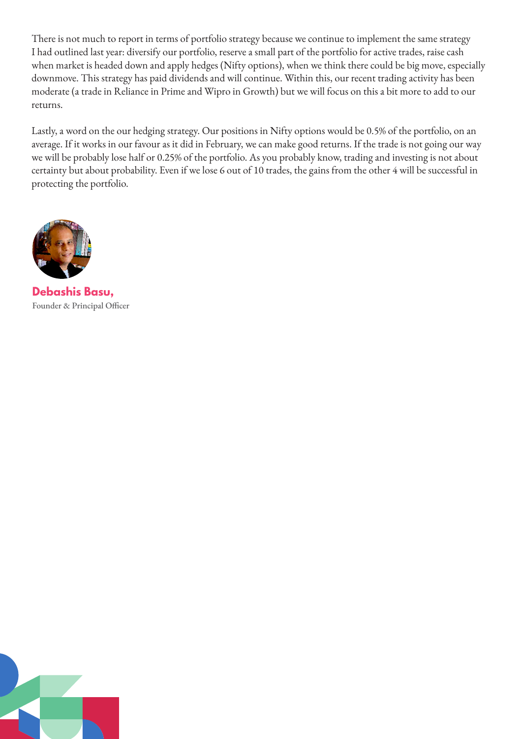There is not much to report in terms of portfolio strategy because we continue to implement the same strategy I had outlined last year: diversify our portfolio, reserve a small part of the portfolio for active trades, raise cash when market is headed down and apply hedges (Nifty options), when we think there could be big move, especially downmove. This strategy has paid dividends and will continue. Within this, our recent trading activity has been moderate (a trade in Reliance in Prime and Wipro in Growth) but we will focus on this a bit more to add to our returns.

Lastly, a word on the our hedging strategy. Our positions in Nifty options would be 0.5% of the portfolio, on an average. If it works in our favour as it did in February, we can make good returns. If the trade is not going our way we will be probably lose half or 0.25% of the portfolio. As you probably know, trading and investing is not about certainty but about probability. Even if we lose 6 out of 10 trades, the gains from the other 4 will be successful in protecting the portfolio.

**Debashis Basu,**
Founder & Principal Officer